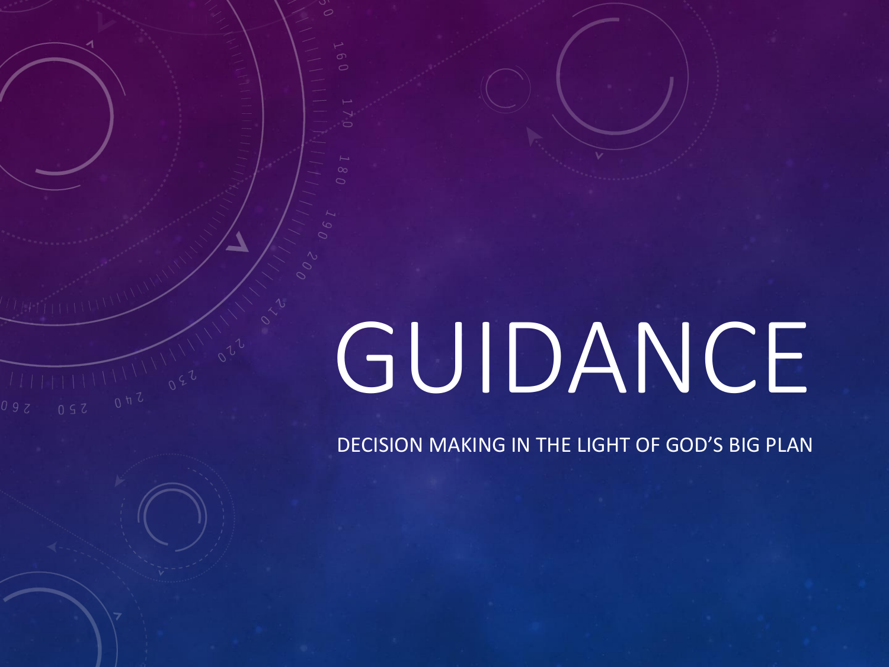# GUIDANCE

DECISION MAKING IN THE LIGHT OF GOD'S BIG PLAN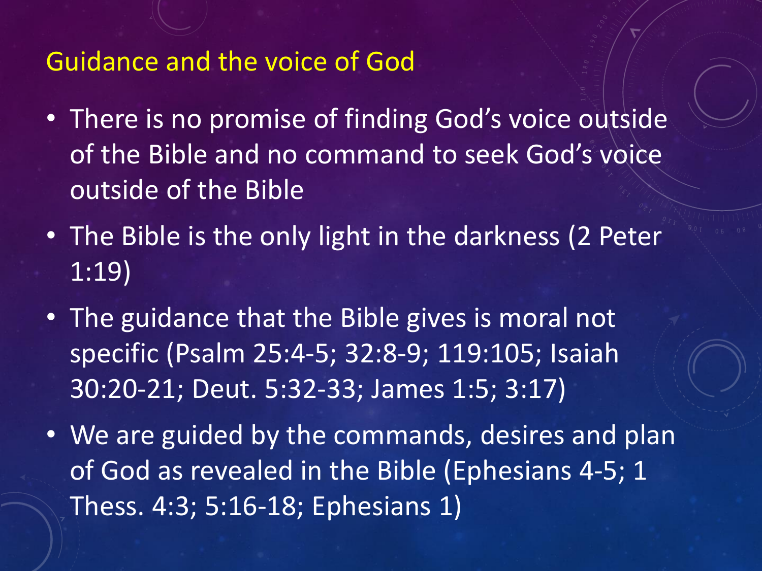## Guidance and the voice of God

- There is no promise of finding God's voice outside of the Bible and no command to seek God's voice outside of the Bible
- The Bible is the only light in the darkness (2 Peter 1:19)
- The guidance that the Bible gives is moral not specific (Psalm 25:4-5; 32:8-9; 119:105; Isaiah 30:20-21; Deut. 5:32-33; James 1:5; 3:17)
- We are guided by the commands, desires and plan of God as revealed in the Bible (Ephesians 4-5; 1 Thess. 4:3; 5:16-18; Ephesians 1)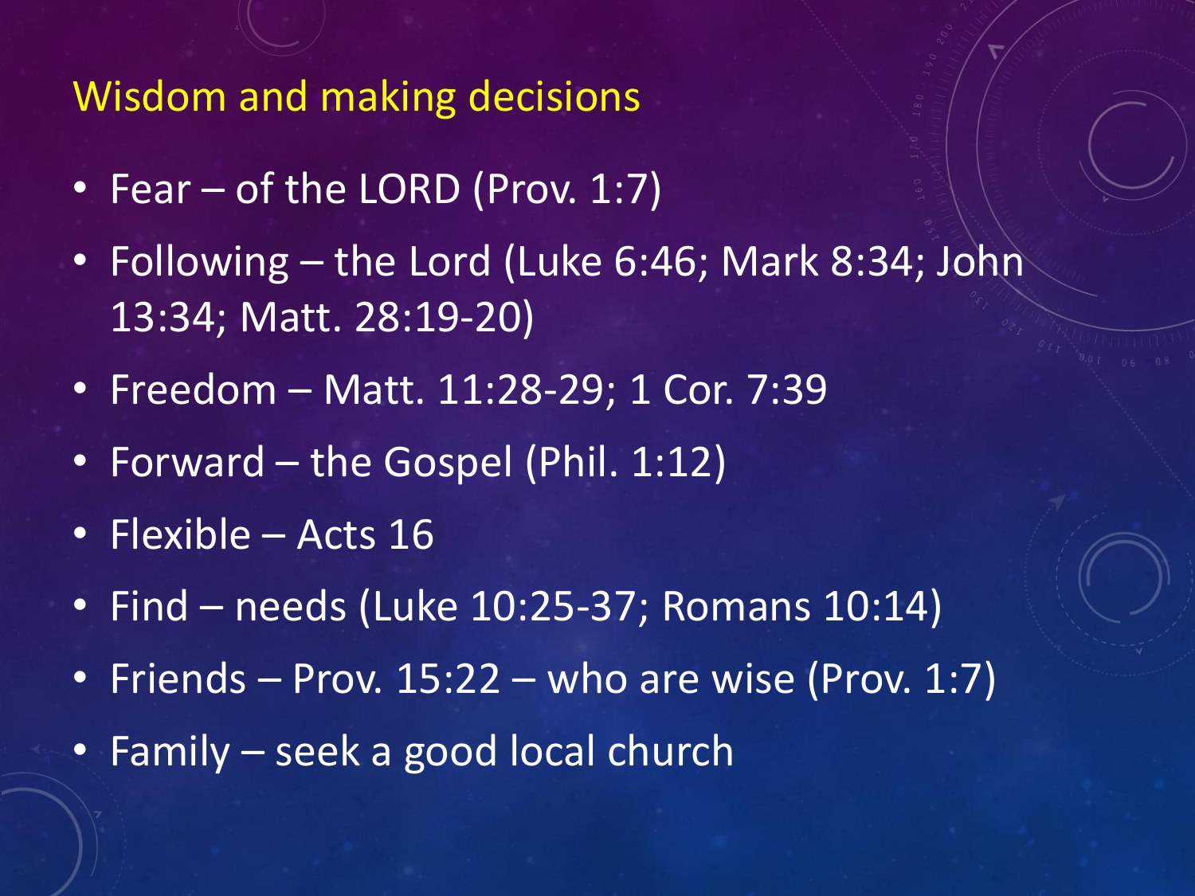## Wisdom and making decisions

- Fear – of the LORD (Prov. 1:7)
- Following – the Lord (Luke 6:46; Mark 8:34; John 13:34; Matt. 28:19-20)
- Freedom – Matt. 11:28-29; 1 Cor. 7:39
- Forward – the Gospel (Phil. 1:12)
- Flexible – Acts 16
- Find – needs (Luke 10:25-37; Romans 10:14)
- Friends – Prov. 15:22 – who are wise (Prov. 1:7)
- Family – seek a good local church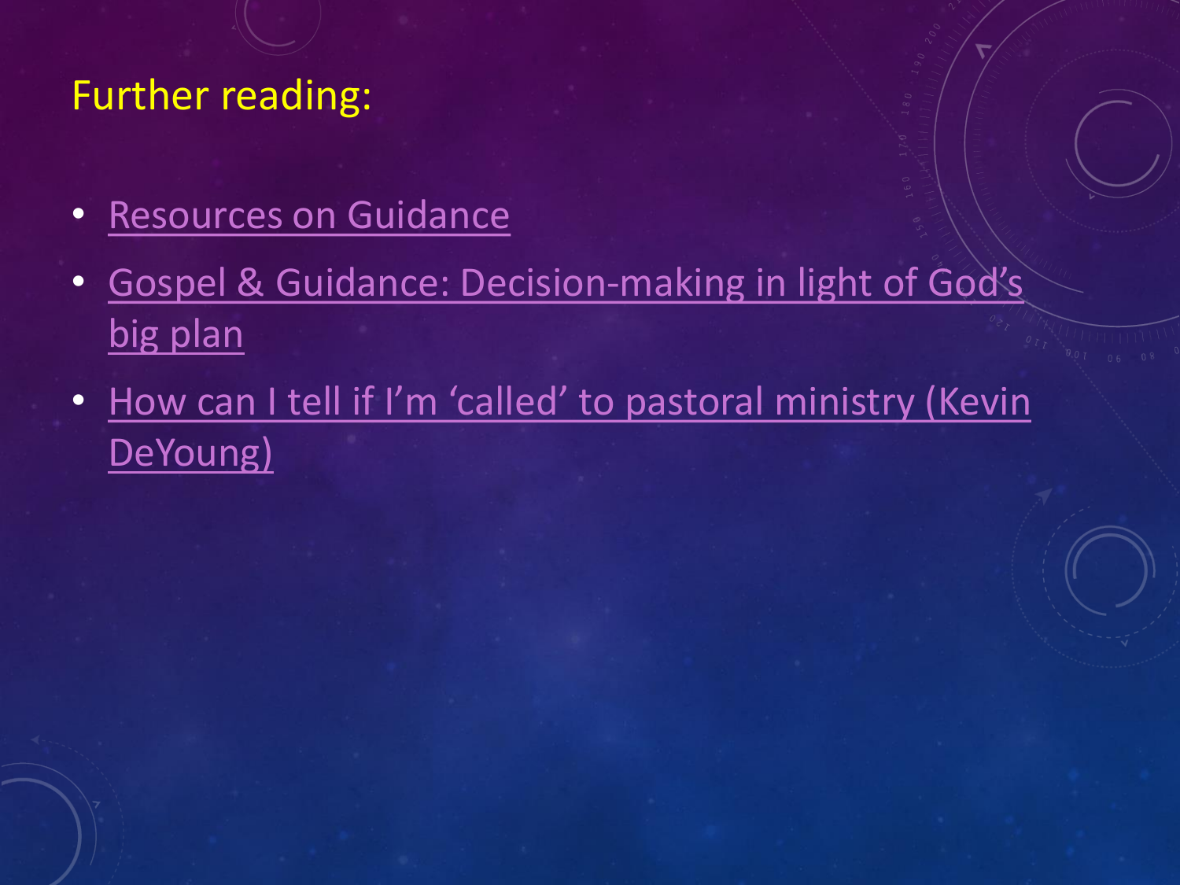# Further reading:

- Resources on Guidance
- Gospel & Guidance: Decision-making in light of God's big plan
- How can I tell if I'm 'called' to pastoral ministry (Kevin DeYoung)